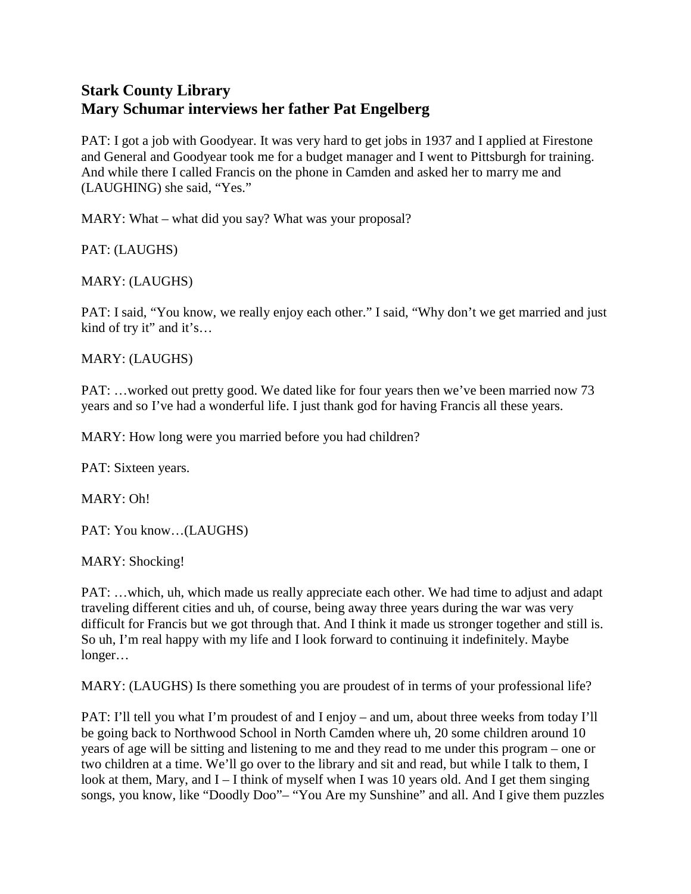## Stark County Library
## Mary Schumar interviews her father Pat Engelberg

PAT: I got a job with Goodyear. It was very hard to get jobs in 1937 and I applied at Firestone and General and Goodyear took me for a budget manager and I went to Pittsburgh for training. And while there I called Francis on the phone in Camden and asked her to marry me and (LAUGHING) she said, "Yes."

MARY: What – what did you say? What was your proposal?

PAT: (LAUGHS)

MARY: (LAUGHS)

PAT: I said, "You know, we really enjoy each other." I said, "Why don't we get married and just kind of try it" and it's…

MARY: (LAUGHS)

PAT: …worked out pretty good. We dated like for four years then we've been married now 73 years and so I've had a wonderful life. I just thank god for having Francis all these years.

MARY: How long were you married before you had children?

PAT: Sixteen years.

MARY: Oh!

PAT: You know…(LAUGHS)

MARY: Shocking!

PAT: …which, uh, which made us really appreciate each other. We had time to adjust and adapt traveling different cities and uh, of course, being away three years during the war was very difficult for Francis but we got through that. And I think it made us stronger together and still is. So uh, I'm real happy with my life and I look forward to continuing it indefinitely. Maybe longer…

MARY: (LAUGHS) Is there something you are proudest of in terms of your professional life?

PAT: I'll tell you what I'm proudest of and I enjoy – and um, about three weeks from today I'll be going back to Northwood School in North Camden where uh, 20 some children around 10 years of age will be sitting and listening to me and they read to me under this program – one or two children at a time. We'll go over to the library and sit and read, but while I talk to them, I look at them, Mary, and I – I think of myself when I was 10 years old. And I get them singing songs, you know, like "Doodly Doo"– "You Are my Sunshine" and all. And I give them puzzles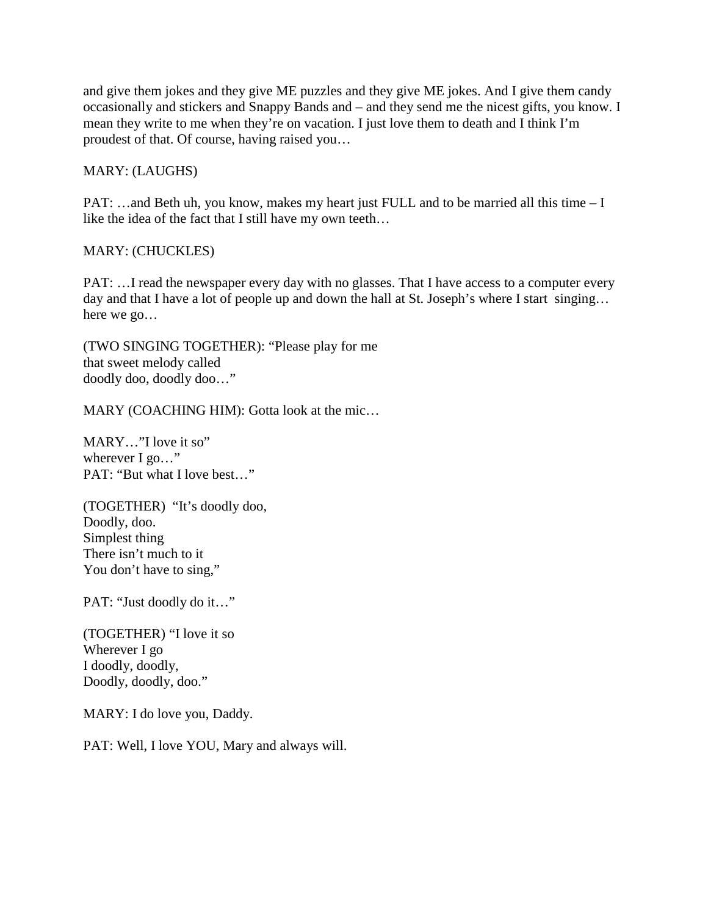and give them jokes and they give ME puzzles and they give ME jokes. And I give them candy occasionally and stickers and Snappy Bands and – and they send me the nicest gifts, you know. I mean they write to me when they're on vacation. I just love them to death and I think I'm proudest of that. Of course, having raised you…

MARY: (LAUGHS)

PAT: …and Beth uh, you know, makes my heart just FULL and to be married all this time – I like the idea of the fact that I still have my own teeth…

MARY: (CHUCKLES)

PAT: …I read the newspaper every day with no glasses. That I have access to a computer every day and that I have a lot of people up and down the hall at St. Joseph's where I start singing… here we go…

(TWO SINGING TOGETHER): "Please play for me  
that sweet melody called  
doodly doo, doodly doo…"

MARY (COACHING HIM): Gotta look at the mic…

MARY…"I love it so"  
wherever I go…"  
PAT: "But what I love best…"

(TOGETHER) "It's doodly doo,  
Doodly, doo.  
Simplest thing  
There isn't much to it  
You don't have to sing,"

PAT: "Just doodly do it…"

(TOGETHER) "I love it so  
Wherever I go  
I doodly, doodly,  
Doodly, doodly, doo."

MARY: I do love you, Daddy.

PAT: Well, I love YOU, Mary and always will.